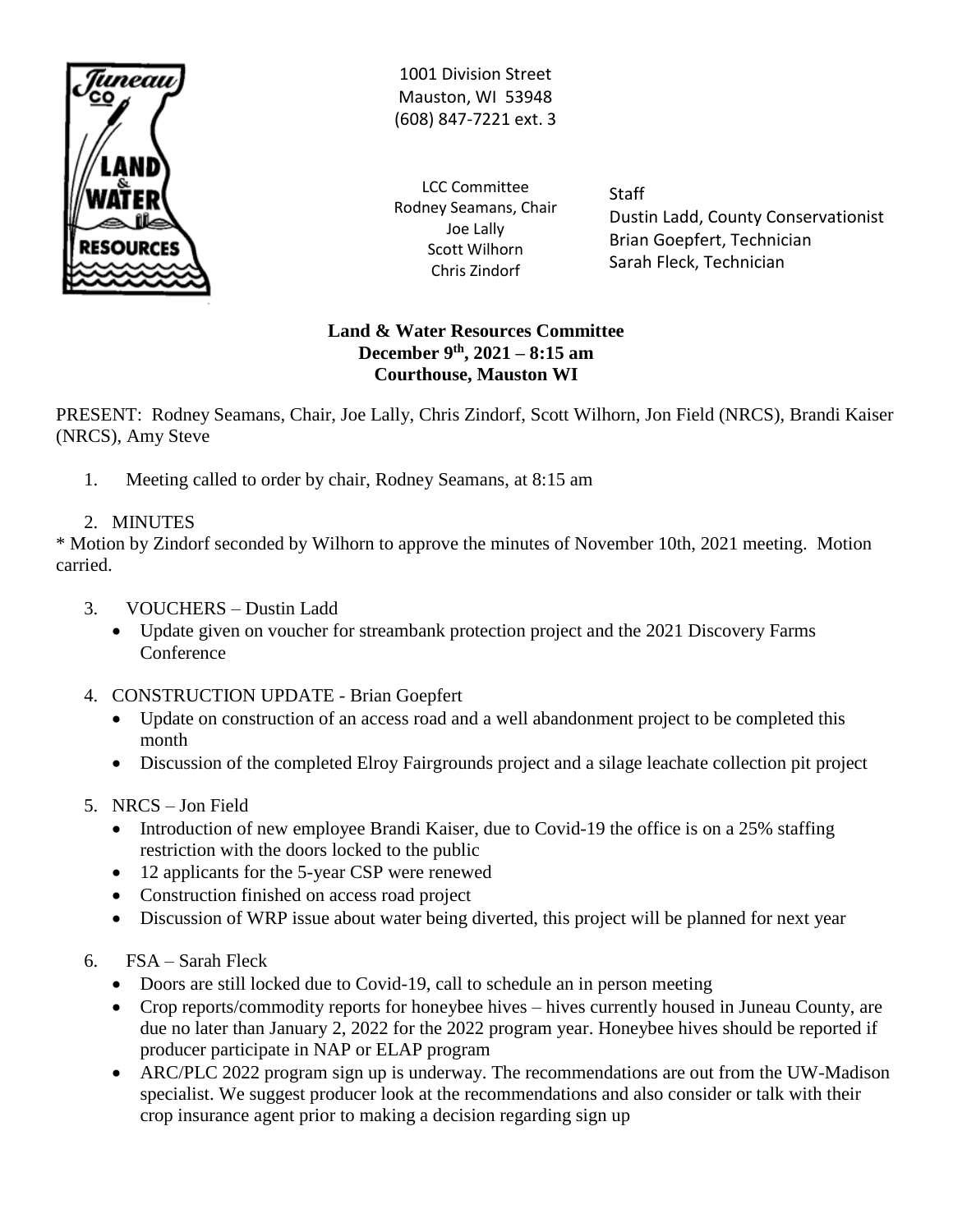1001 Division Street
Mauston, WI 53948
(608) 847-7221 ext. 3

LCC Committee
Rodney Seamans, Chair
Joe Lally
Scott Wilhorn
Chris Zindorf

Staff
Dustin Ladd, County Conservationist
Brian Goepfert, Technician
Sarah Fleck, Technician

**Land & Water Resources Committee**
**December 9th, 2021 – 8:15 am**
**Courthouse, Mauston WI**

PRESENT: Rodney Seamans, Chair, Joe Lally, Chris Zindorf, Scott Wilhorn, Jon Field (NRCS), Brandi Kaiser (NRCS), Amy Steve

1. Meeting called to order by chair, Rodney Seamans, at 8:15 am

2. MINUTES

* Motion by Zindorf seconded by Wilhorn to approve the minutes of November 10th, 2021 meeting. Motion carried.

3. VOUCHERS – Dustin Ladd
   - Update given on voucher for streambank protection project and the 2021 Discovery Farms Conference

4. CONSTRUCTION UPDATE - Brian Goepfert
   - Update on construction of an access road and a well abandonment project to be completed this month
   - Discussion of the completed Elroy Fairgrounds project and a silage leachate collection pit project

5. NRCS – Jon Field
   - Introduction of new employee Brandi Kaiser, due to Covid-19 the office is on a 25% staffing restriction with the doors locked to the public
   - 12 applicants for the 5-year CSP were renewed
   - Construction finished on access road project
   - Discussion of WRP issue about water being diverted, this project will be planned for next year

6. FSA – Sarah Fleck
   - Doors are still locked due to Covid-19, call to schedule an in person meeting
   - Crop reports/commodity reports for honeybee hives – hives currently housed in Juneau County, are due no later than January 2, 2022 for the 2022 program year. Honeybee hives should be reported if producer participate in NAP or ELAP program
   - ARC/PLC 2022 program sign up is underway. The recommendations are out from the UW-Madison specialist. We suggest producer look at the recommendations and also consider or talk with their crop insurance agent prior to making a decision regarding sign up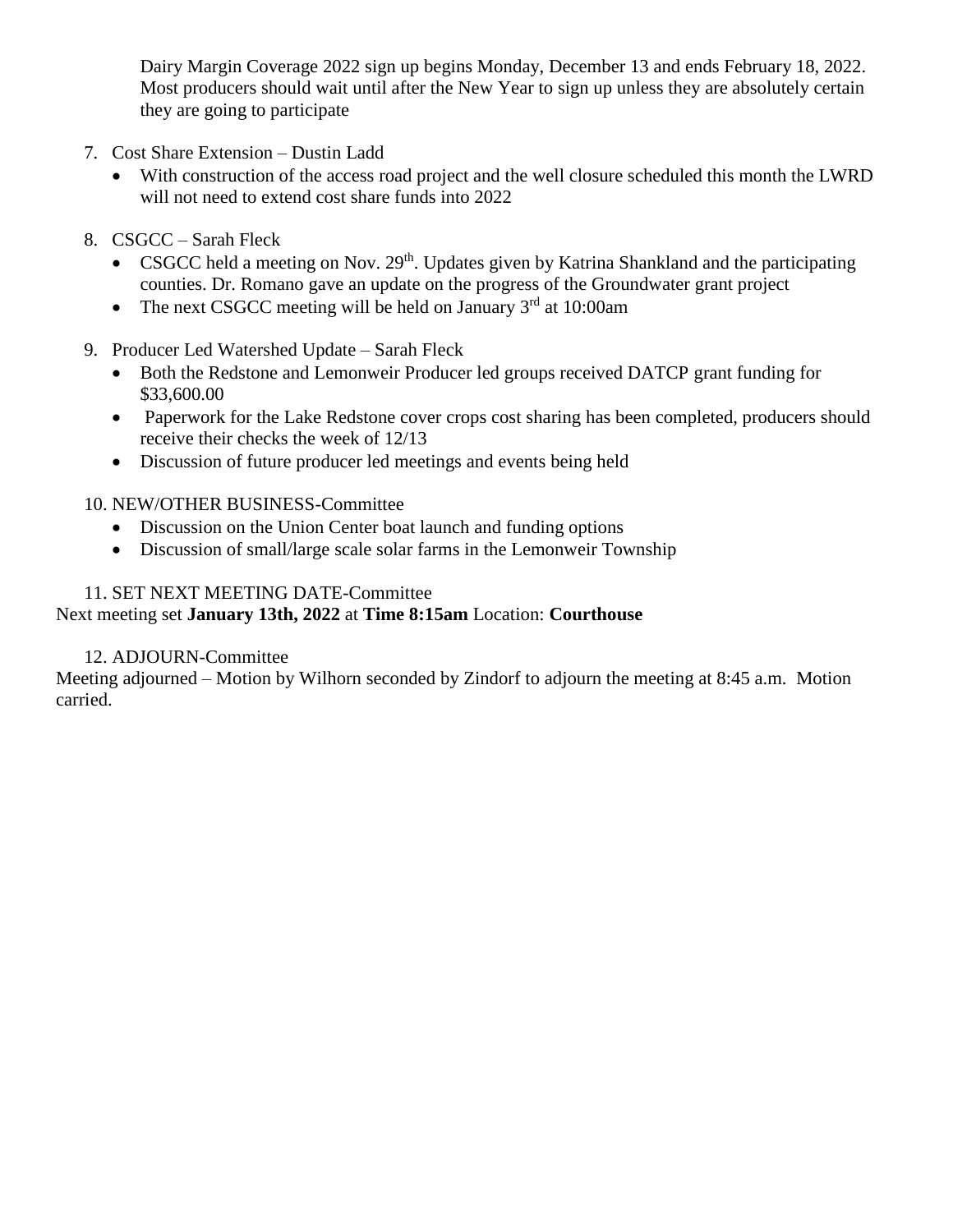Dairy Margin Coverage 2022 sign up begins Monday, December 13 and ends February 18, 2022. Most producers should wait until after the New Year to sign up unless they are absolutely certain they are going to participate

7. Cost Share Extension – Dustin Ladd
   - With construction of the access road project and the well closure scheduled this month the LWRD will not need to extend cost share funds into 2022

8. CSGCC – Sarah Fleck
   - CSGCC held a meeting on Nov. 29th. Updates given by Katrina Shankland and the participating counties. Dr. Romano gave an update on the progress of the Groundwater grant project
   - The next CSGCC meeting will be held on January 3rd at 10:00am

9. Producer Led Watershed Update – Sarah Fleck
   - Both the Redstone and Lemonweir Producer led groups received DATCP grant funding for $33,600.00
   - Paperwork for the Lake Redstone cover crops cost sharing has been completed, producers should receive their checks the week of 12/13
   - Discussion of future producer led meetings and events being held

10. NEW/OTHER BUSINESS-Committee
    - Discussion on the Union Center boat launch and funding options
    - Discussion of small/large scale solar farms in the Lemonweir Township

11. SET NEXT MEETING DATE-Committee

Next meeting set **January 13th, 2022** at **Time 8:15am** Location: **Courthouse**

12. ADJOURN-Committee

Meeting adjourned – Motion by Wilhorn seconded by Zindorf to adjourn the meeting at 8:45 a.m. Motion carried.